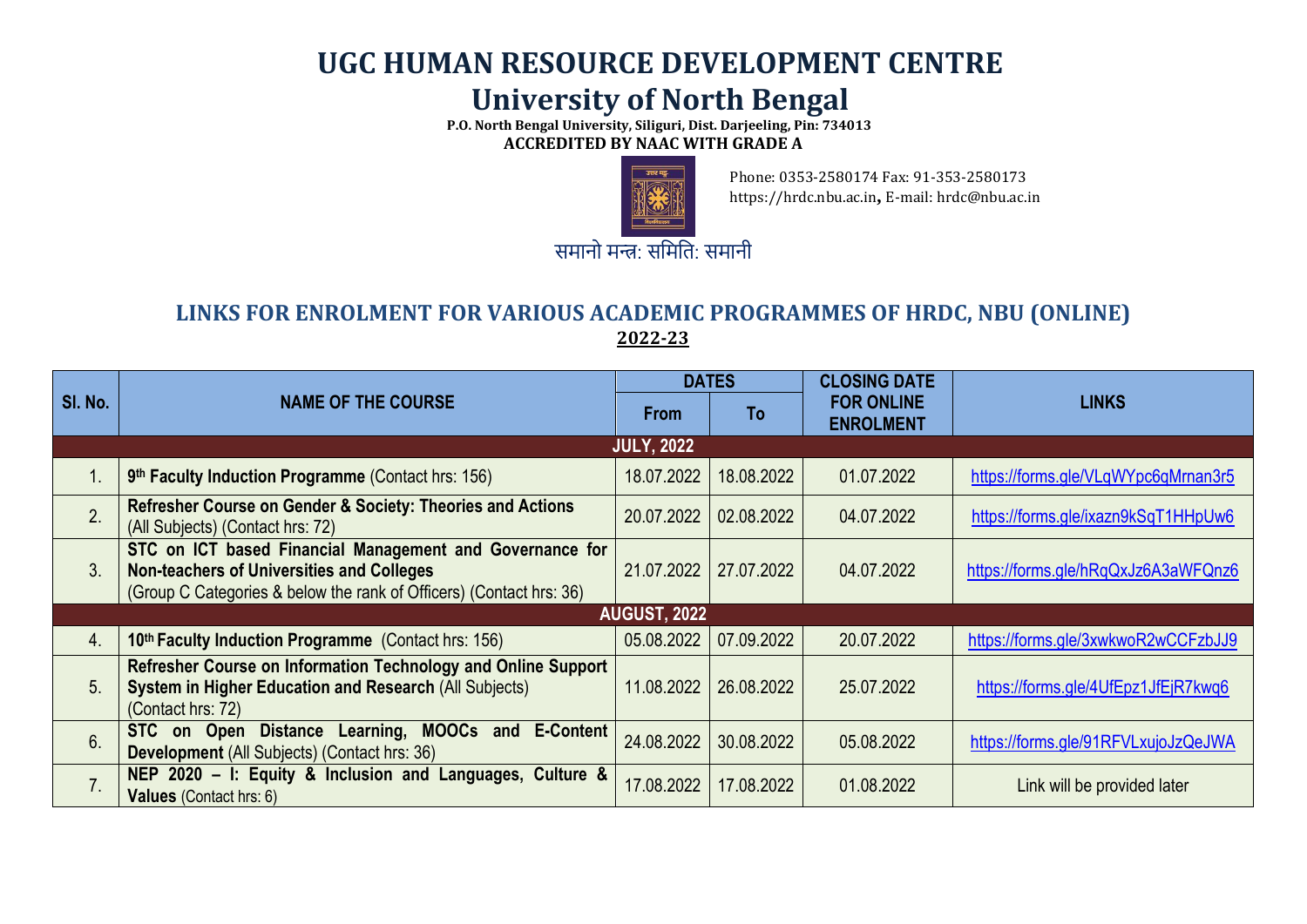# UGC HUMAN RESOURCE DEVELOPMENT CENTRE

# University of North Bengal

**P.O. North Bengal University, Siliguri, Dist. Darjeeling, Pin: 734013**

**ACCREDITED BY NAAC WITH GRADE A**

Phone: 0353-2580174 Fax: 91-353-2580173
https://hrdc.nbu.ac.in, E-mail: hrdc@nbu.ac.in

समानो मन्त्र: समिति: समानी

## LINKS FOR ENROLMENT FOR VARIOUS ACADEMIC PROGRAMMES OF HRDC, NBU (ONLINE)

**2022-23**

| Sl. No. | NAME OF THE COURSE | DATES | | CLOSING DATE FOR ONLINE ENROLMENT | LINKS |
|---|---|---|---|---|---|
| | | From | To | | |
| | **JULY, 2022** | | | | |
| 1. | **9th Faculty Induction Programme** (Contact hrs: 156) | 18.07.2022 | 18.08.2022 | 01.07.2022 | https://forms.gle/VLqWYpc6qMrnan3r5 |
| 2. | **Refresher Course on Gender & Society: Theories and Actions** (All Subjects) (Contact hrs: 72) | 20.07.2022 | 02.08.2022 | 04.07.2022 | https://forms.gle/ixazn9kSqT1HHpUw6 |
| 3. | **STC on ICT based Financial Management and Governance for Non-teachers of Universities and Colleges** (Group C Categories & below the rank of Officers) (Contact hrs: 36) | 21.07.2022 | 27.07.2022 | 04.07.2022 | https://forms.gle/hRqQxJz6A3aWFQnz6 |
| | **AUGUST, 2022** | | | | |
| 4. | **10th Faculty Induction Programme** (Contact hrs: 156) | 05.08.2022 | 07.09.2022 | 20.07.2022 | https://forms.gle/3xwkwoR2wCCFzbJJ9 |
| 5. | **Refresher Course on Information Technology and Online Support System in Higher Education and Research** (All Subjects) (Contact hrs: 72) | 11.08.2022 | 26.08.2022 | 25.07.2022 | https://forms.gle/4UfEpz1JfEjR7kwq6 |
| 6. | **STC on Open Distance Learning, MOOCs and E-Content Development** (All Subjects) (Contact hrs: 36) | 24.08.2022 | 30.08.2022 | 05.08.2022 | https://forms.gle/91RFVLxujoJzQeJWA |
| 7. | **NEP 2020 – I: Equity & Inclusion and Languages, Culture & Values** (Contact hrs: 6) | 17.08.2022 | 17.08.2022 | 01.08.2022 | Link will be provided later |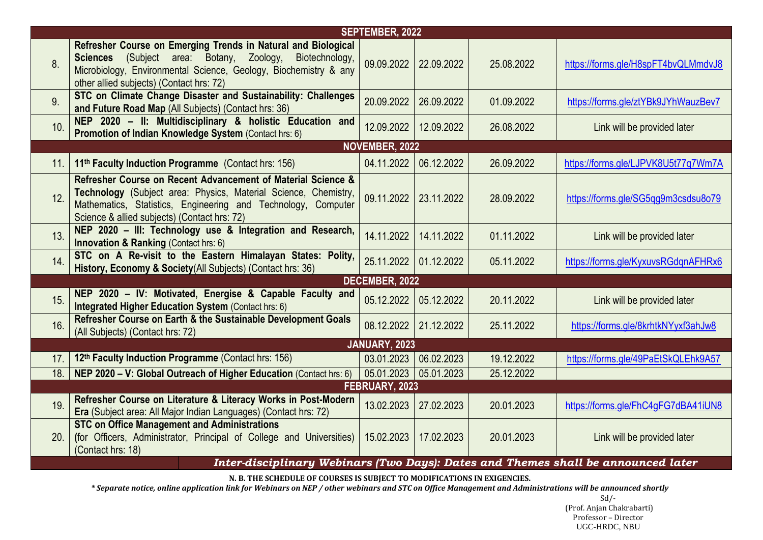| | | | | | |
|---|---|---|---|---|---|
| **SEPTEMBER, 2022** | | | | | |
| 8. | **Refresher Course on Emerging Trends in Natural and Biological Sciences** (Subject area: Botany, Zoology, Biotechnology, Microbiology, Environmental Science, Geology, Biochemistry & any other allied subjects) (Contact hrs: 72) | 09.09.2022 | 22.09.2022 | 25.08.2022 | https://forms.gle/H8spFT4bvQLMmdvJ8 |
| 9. | **STC on Climate Change Disaster and Sustainability: Challenges and Future Road Map** (All Subjects) (Contact hrs: 36) | 20.09.2022 | 26.09.2022 | 01.09.2022 | https://forms.gle/ztYBk9JYhWauzBev7 |
| 10. | **NEP 2020 – II: Multidisciplinary & holistic Education and Promotion of Indian Knowledge System** (Contact hrs: 6) | 12.09.2022 | 12.09.2022 | 26.08.2022 | Link will be provided later |
| **NOVEMBER, 2022** | | | | | |
| 11. | **11th Faculty Induction Programme** (Contact hrs: 156) | 04.11.2022 | 06.12.2022 | 26.09.2022 | https://forms.gle/LJPVK8U5t77q7Wm7A |
| 12. | **Refresher Course on Recent Advancement of Material Science & Technology** (Subject area: Physics, Material Science, Chemistry, Mathematics, Statistics, Engineering and Technology, Computer Science & allied subjects) (Contact hrs: 72) | 09.11.2022 | 23.11.2022 | 28.09.2022 | https://forms.gle/SG5qg9m3csdsu8o79 |
| 13. | **NEP 2020 – III: Technology use & Integration and Research, Innovation & Ranking** (Contact hrs: 6) | 14.11.2022 | 14.11.2022 | 01.11.2022 | Link will be provided later |
| 14. | **STC on A Re-visit to the Eastern Himalayan States: Polity, History, Economy & Society**(All Subjects) (Contact hrs: 36) | 25.11.2022 | 01.12.2022 | 05.11.2022 | https://forms.gle/KyxuvsRGdqnAFHRx6 |
| **DECEMBER, 2022** | | | | | |
| 15. | **NEP 2020 – IV: Motivated, Energise & Capable Faculty and Integrated Higher Education System** (Contact hrs: 6) | 05.12.2022 | 05.12.2022 | 20.11.2022 | Link will be provided later |
| 16. | **Refresher Course on Earth & the Sustainable Development Goals** (All Subjects) (Contact hrs: 72) | 08.12.2022 | 21.12.2022 | 25.11.2022 | https://forms.gle/8krhtkNYyxf3ahJw8 |
| **JANUARY, 2023** | | | | | |
| 17. | **12th Faculty Induction Programme** (Contact hrs: 156) | 03.01.2023 | 06.02.2023 | 19.12.2022 | https://forms.gle/49PaEtSkQLEhk9A57 |
| 18. | **NEP 2020 – V: Global Outreach of Higher Education** (Contact hrs: 6) | 05.01.2023 | 05.01.2023 | 25.12.2022 | |
| **FEBRUARY, 2023** | | | | | |
| 19. | **Refresher Course on Literature & Literacy Works in Post-Modern Era** (Subject area: All Major Indian Languages) (Contact hrs: 72) | 13.02.2023 | 27.02.2023 | 20.01.2023 | https://forms.gle/FhC4gFG7dBA41iUN8 |
| 20. | **STC on Office Management and Administrations** (for Officers, Administrator, Principal of College and Universities) (Contact hrs: 18) | 15.02.2023 | 17.02.2023 | 20.01.2023 | Link will be provided later |
| ***Inter-disciplinary Webinars (Two Days): Dates and Themes shall be announced later*** | | | | | |

**N. B. THE SCHEDULE OF COURSES IS SUBJECT TO MODIFICATIONS IN EXIGENCIES.**

***\* Separate notice, online application link for Webinars on NEP / other webinars and STC on Office Management and Administrations will be announced shortly***

Sd/-
(Prof. Anjan Chakrabarti)
Professor – Director
UGC-HRDC, NBU